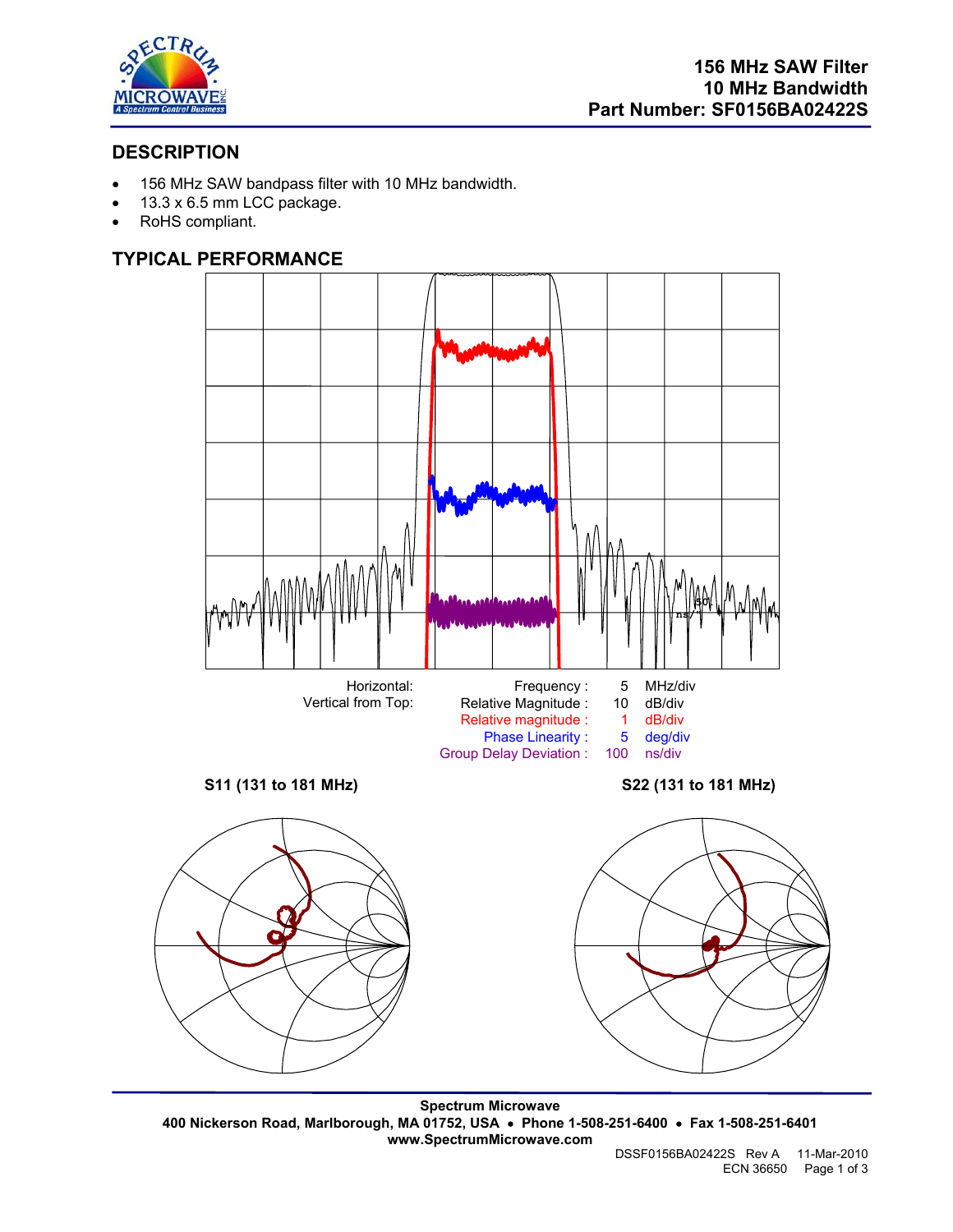# 156 MHz SAW Filter
# 10 MHz Bandwidth
# Part Number: SF0156BA02422S

## DESCRIPTION

- 156 MHz SAW bandpass filter with 10 MHz bandwidth.
- 13.3 x 6.5 mm LCC package.
- RoHS compliant.

## TYPICAL PERFORMANCE

| | | | |
|---|---|---|---|
| Horizontal: | Frequency : | 5 | MHz/div |
| Vertical from Top: | Relative Magnitude : | 10 | dB/div |
| | Relative magnitude : | 1 | dB/div |
| | Phase Linearity : | 5 | deg/div |
| | Group Delay Deviation : | 100 | ns/div |

**S11 (131 to 181 MHz)**

**S22 (131 to 181 MHz)**

**Spectrum Microwave**
**400 Nickerson Road, Marlborough, MA 01752, USA • Phone 1-508-251-6400 • Fax 1-508-251-6401**
**www.SpectrumMicrowave.com**

DSSF0156BA02422S Rev A 11-Mar-2010
ECN 36650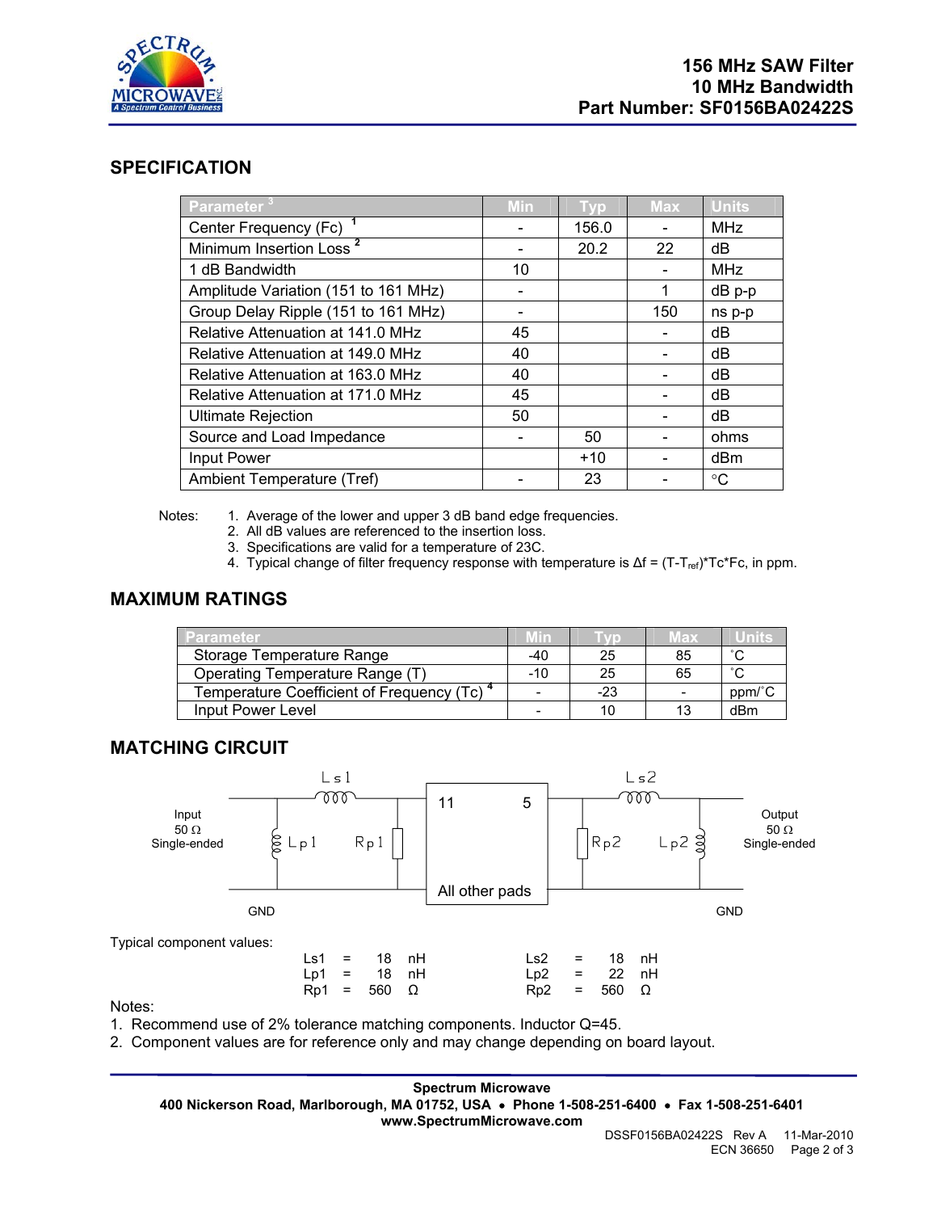156 MHz SAW Filter
10 MHz Bandwidth
Part Number: SF0156BA02422S

## SPECIFICATION

| Parameter [3] | Min | Typ | Max | Units |
|---|---|---|---|---|
| Center Frequency (Fc) [1] | - | 156.0 | - | MHz |
| Minimum Insertion Loss [2] | - | 20.2 | 22 | dB |
| 1 dB Bandwidth | 10 | | - | MHz |
| Amplitude Variation (151 to 161 MHz) | - | | 1 | dB p-p |
| Group Delay Ripple (151 to 161 MHz) | - | | 150 | ns p-p |
| Relative Attenuation at 141.0 MHz | 45 | | - | dB |
| Relative Attenuation at 149.0 MHz | 40 | | - | dB |
| Relative Attenuation at 163.0 MHz | 40 | | - | dB |
| Relative Attenuation at 171.0 MHz | 45 | | - | dB |
| Ultimate Rejection | 50 | | - | dB |
| Source and Load Impedance | - | 50 | - | ohms |
| Input Power | | +10 | - | dBm |
| Ambient Temperature (Tref) | - | 23 | - | °C |

Notes:
1. Average of the lower and upper 3 dB band edge frequencies.
2. All dB values are referenced to the insertion loss.
3. Specifications are valid for a temperature of 23C.
4. Typical change of filter frequency response with temperature is $\Delta f = (T-T_{ref})*Tc*Fc$, in ppm.

## MAXIMUM RATINGS

| Parameter | Min | Typ | Max | Units |
|---|---|---|---|---|
| Storage Temperature Range | -40 | 25 | 85 | °C |
| Operating Temperature Range (T) | -10 | 25 | 65 | °C |
| Temperature Coefficient of Frequency (Tc) [4] | - | -23 | - | ppm/°C |
| Input Power Level | - | 10 | 13 | dBm |

## MATCHING CIRCUIT

Input 50 Ω Single-ended — Ls1, Lp1, Rp1 — 11 | 5 — All other pads — Rp2, Lp2, Ls2 — Output 50 Ω Single-ended

GND GND

Typical component values:

| | | | | | | | |
|---|---|---|---|---|---|---|---|
| Ls1 = | 18 | nH | | Ls2 = | 18 | nH |
| Lp1 = | 18 | nH | | Lp2 = | 22 | nH |
| Rp1 = | 560 | Ω | | Rp2 = | 560 | Ω |

Notes:
1. Recommend use of 2% tolerance matching components. Inductor Q=45.
2. Component values are for reference only and may change depending on board layout.

**Spectrum Microwave**
**400 Nickerson Road, Marlborough, MA 01752, USA • Phone 1-508-251-6400 • Fax 1-508-251-6401**
**www.SpectrumMicrowave.com**

DSSF0156BA02422S Rev A 11-Mar-2010
ECN 36650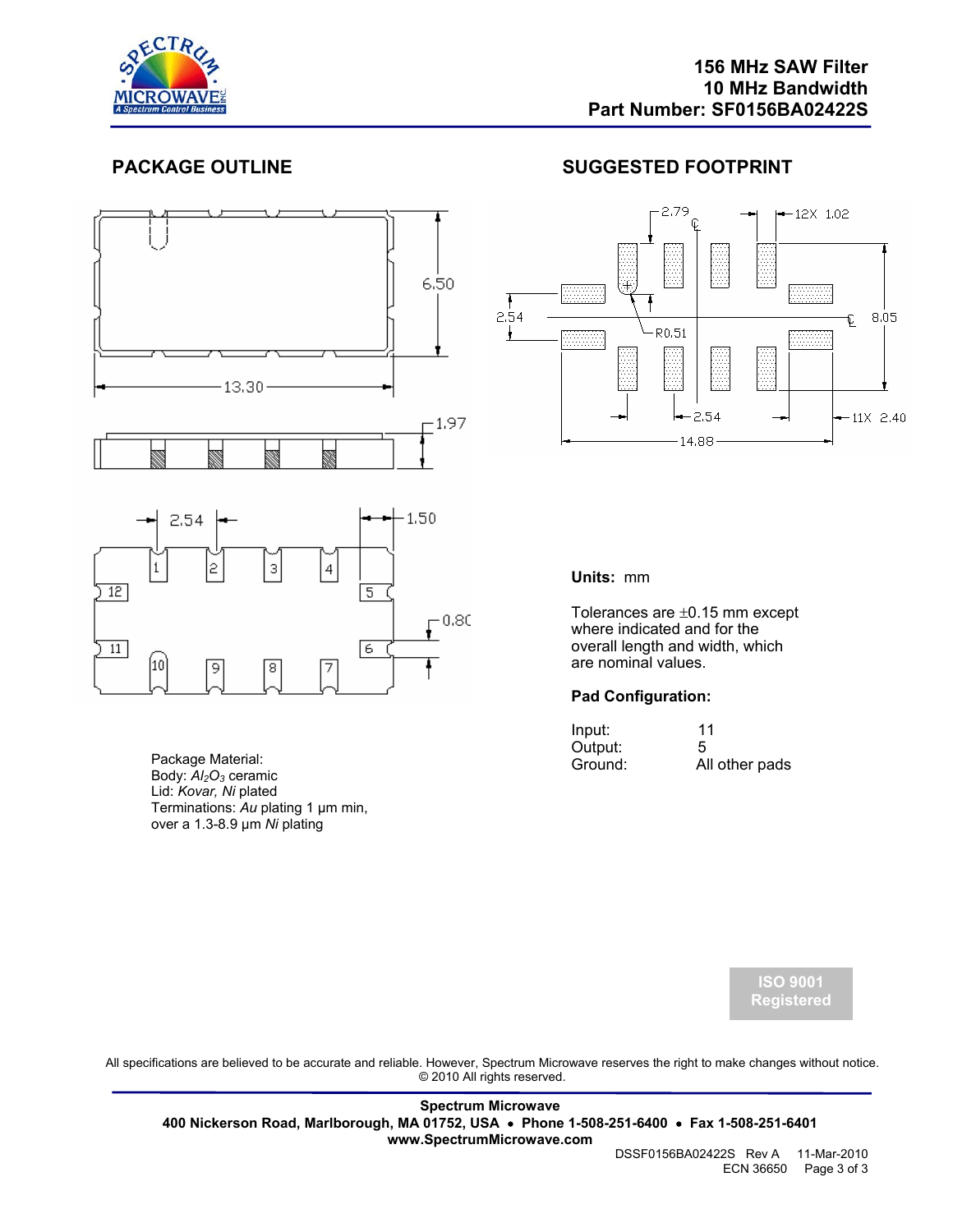# 156 MHz SAW Filter
# 10 MHz Bandwidth
# Part Number: SF0156BA02422S

## PACKAGE OUTLINE

6.50

13.30

1.97

2.54

1.50

0.80

1 2 3 4 5 6 7 8 9 10 11 12

## SUGGESTED FOOTPRINT

2.79

12X 1.02

2.54

R0.51

8.05

2.54

11X 2.40

14.88

Package Material:
Body: $Al_2O_3$ ceramic
Lid: *Kovar, Ni* plated
Terminations: *Au* plating 1 µm min, over a 1.3-8.9 µm *Ni* plating

**Units:** mm

Tolerances are ±0.15 mm except where indicated and for the overall length and width, which are nominal values.

**Pad Configuration:**

| | |
|---|---|
| Input: | 11 |
| Output: | 5 |
| Ground: | All other pads |

ISO 9001 Registered

All specifications are believed to be accurate and reliable. However, Spectrum Microwave reserves the right to make changes without notice. © 2010 All rights reserved.

**Spectrum Microwave**
**400 Nickerson Road, Marlborough, MA 01752, USA • Phone 1-508-251-6400 • Fax 1-508-251-6401**
**www.SpectrumMicrowave.com**

DSSF0156BA02422S Rev A 11-Mar-2010
ECN 36650